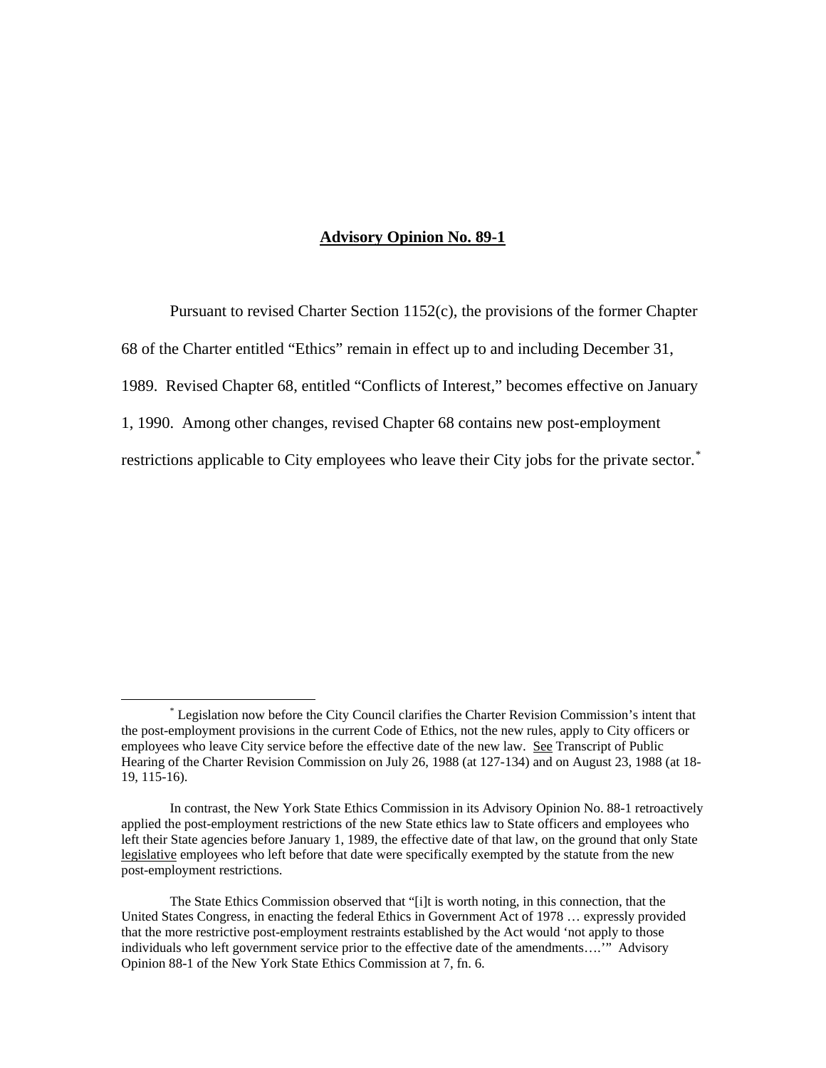# **Advisory Opinion No. 89-1**

Pursuant to revised Charter Section 1152(c), the provisions of the former Chapter 68 of the Charter entitled "Ethics" remain in effect up to and including December 31, 1989. Revised Chapter 68, entitled "Conflicts of Interest," becomes effective on January 1, 1990. Among other changes, revised Chapter 68 contains new post-employment restrictions applicable to City employees who leave their City jobs for the private sector.[*]

---

[*] Legislation now before the City Council clarifies the Charter Revision Commission's intent that the post-employment provisions in the current Code of Ethics, not the new rules, apply to City officers or employees who leave City service before the effective date of the new law. See Transcript of Public Hearing of the Charter Revision Commission on July 26, 1988 (at 127-134) and on August 23, 1988 (at 18-19, 115-16).

In contrast, the New York State Ethics Commission in its Advisory Opinion No. 88-1 retroactively applied the post-employment restrictions of the new State ethics law to State officers and employees who left their State agencies before January 1, 1989, the effective date of that law, on the ground that only State legislative employees who left before that date were specifically exempted by the statute from the new post-employment restrictions.

The State Ethics Commission observed that "[i]t is worth noting, in this connection, that the United States Congress, in enacting the federal Ethics in Government Act of 1978 … expressly provided that the more restrictive post-employment restraints established by the Act would 'not apply to those individuals who left government service prior to the effective date of the amendments….'" Advisory Opinion 88-1 of the New York State Ethics Commission at 7, fn. 6.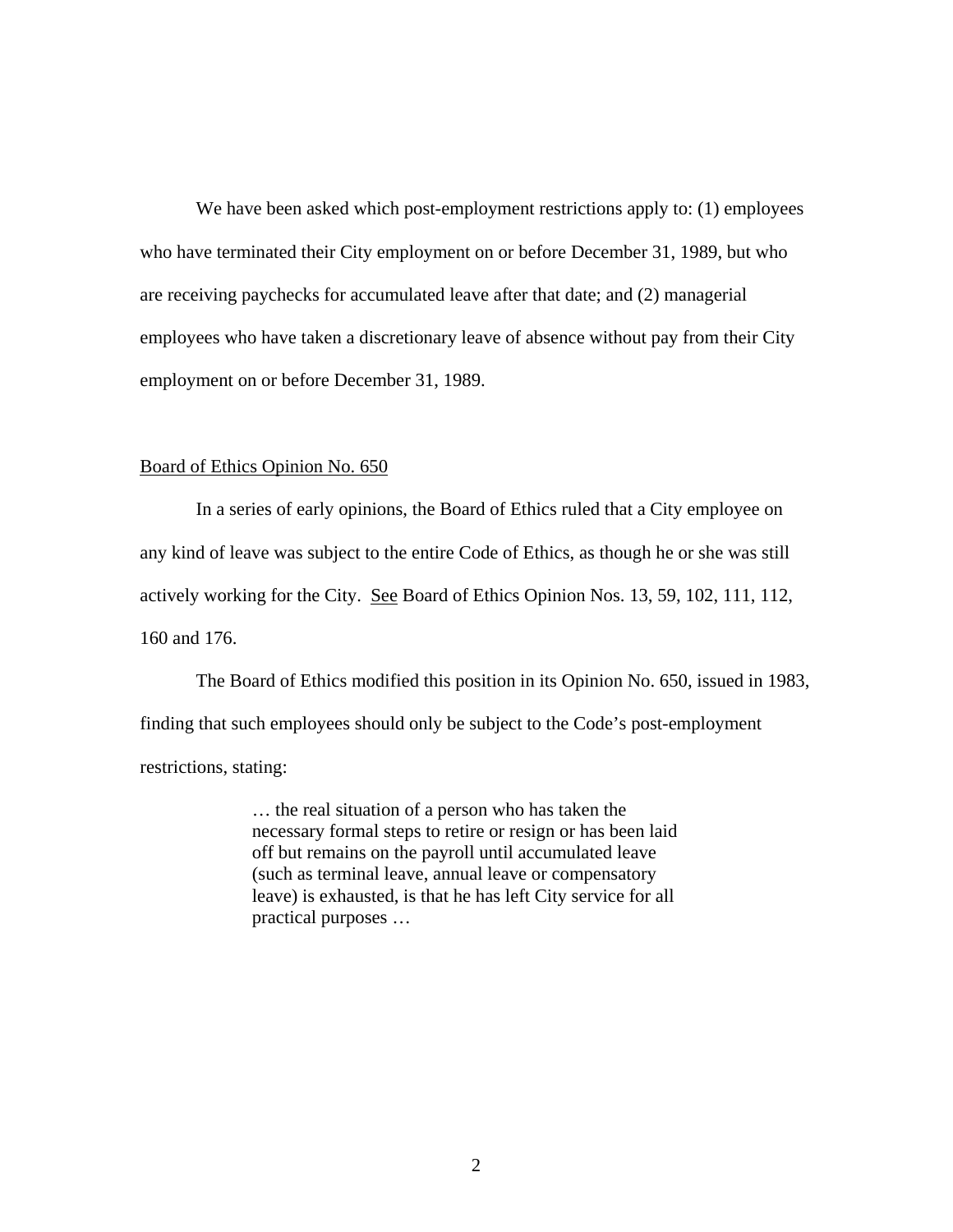We have been asked which post-employment restrictions apply to: (1) employees who have terminated their City employment on or before December 31, 1989, but who are receiving paychecks for accumulated leave after that date; and (2) managerial employees who have taken a discretionary leave of absence without pay from their City employment on or before December 31, 1989.

Board of Ethics Opinion No. 650

In a series of early opinions, the Board of Ethics ruled that a City employee on any kind of leave was subject to the entire Code of Ethics, as though he or she was still actively working for the City. See Board of Ethics Opinion Nos. 13, 59, 102, 111, 112, 160 and 176.

The Board of Ethics modified this position in its Opinion No. 650, issued in 1983, finding that such employees should only be subject to the Code's post-employment restrictions, stating:

> … the real situation of a person who has taken the necessary formal steps to retire or resign or has been laid off but remains on the payroll until accumulated leave (such as terminal leave, annual leave or compensatory leave) is exhausted, is that he has left City service for all practical purposes …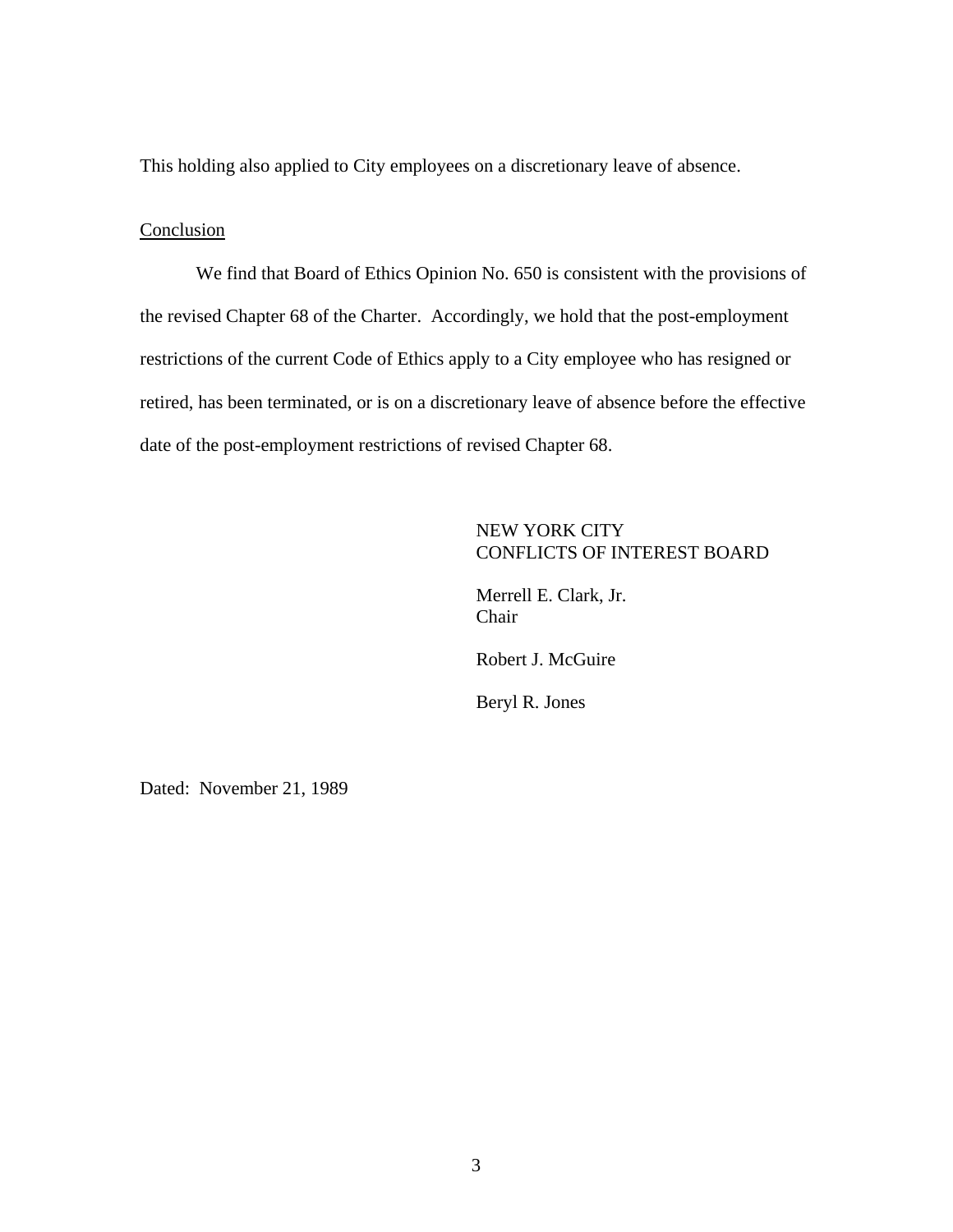This holding also applied to City employees on a discretionary leave of absence.

## Conclusion

We find that Board of Ethics Opinion No. 650 is consistent with the provisions of the revised Chapter 68 of the Charter. Accordingly, we hold that the post-employment restrictions of the current Code of Ethics apply to a City employee who has resigned or retired, has been terminated, or is on a discretionary leave of absence before the effective date of the post-employment restrictions of revised Chapter 68.

NEW YORK CITY
CONFLICTS OF INTEREST BOARD

Merrell E. Clark, Jr.
Chair

Robert J. McGuire

Beryl R. Jones

Dated: November 21, 1989